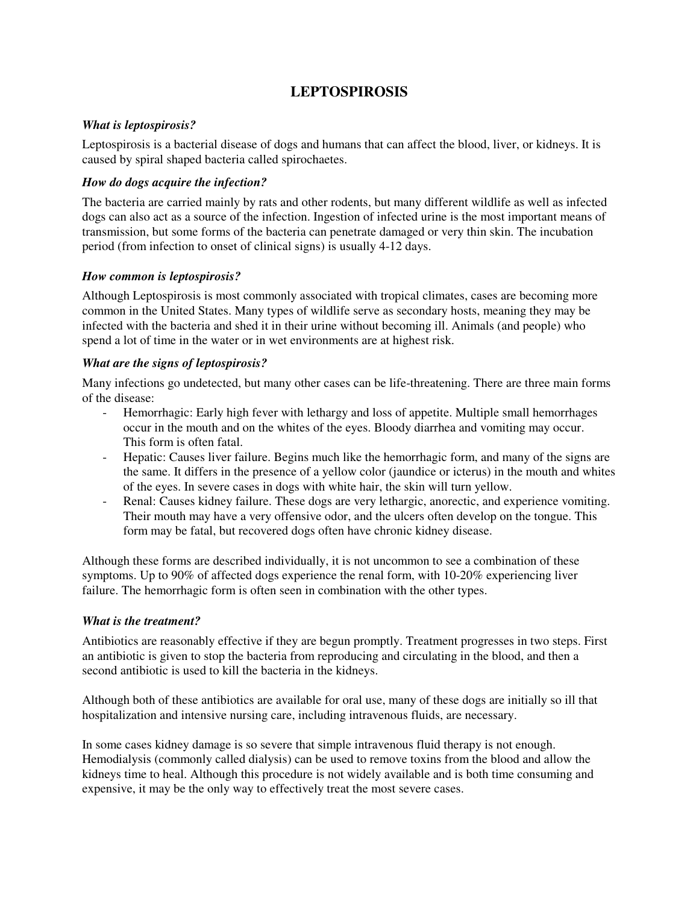# LEPTOSPIROSIS

### *What is leptospirosis?*

Leptospirosis is a bacterial disease of dogs and humans that can affect the blood, liver, or kidneys. It is caused by spiral shaped bacteria called spirochaetes.

### *How do dogs acquire the infection?*

The bacteria are carried mainly by rats and other rodents, but many different wildlife as well as infected dogs can also act as a source of the infection. Ingestion of infected urine is the most important means of transmission, but some forms of the bacteria can penetrate damaged or very thin skin. The incubation period (from infection to onset of clinical signs) is usually 4-12 days.

### *How common is leptospirosis?*

Although Leptospirosis is most commonly associated with tropical climates, cases are becoming more common in the United States. Many types of wildlife serve as secondary hosts, meaning they may be infected with the bacteria and shed it in their urine without becoming ill. Animals (and people) who spend a lot of time in the water or in wet environments are at highest risk.

### *What are the signs of leptospirosis?*

Many infections go undetected, but many other cases can be life-threatening. There are three main forms of the disease:

- Hemorrhagic: Early high fever with lethargy and loss of appetite. Multiple small hemorrhages occur in the mouth and on the whites of the eyes. Bloody diarrhea and vomiting may occur. This form is often fatal.
- Hepatic: Causes liver failure. Begins much like the hemorrhagic form, and many of the signs are the same. It differs in the presence of a yellow color (jaundice or icterus) in the mouth and whites of the eyes. In severe cases in dogs with white hair, the skin will turn yellow.
- Renal: Causes kidney failure. These dogs are very lethargic, anorectic, and experience vomiting. Their mouth may have a very offensive odor, and the ulcers often develop on the tongue. This form may be fatal, but recovered dogs often have chronic kidney disease.

Although these forms are described individually, it is not uncommon to see a combination of these symptoms. Up to 90% of affected dogs experience the renal form, with 10-20% experiencing liver failure. The hemorrhagic form is often seen in combination with the other types.

### *What is the treatment?*

Antibiotics are reasonably effective if they are begun promptly. Treatment progresses in two steps. First an antibiotic is given to stop the bacteria from reproducing and circulating in the blood, and then a second antibiotic is used to kill the bacteria in the kidneys.

Although both of these antibiotics are available for oral use, many of these dogs are initially so ill that hospitalization and intensive nursing care, including intravenous fluids, are necessary.

In some cases kidney damage is so severe that simple intravenous fluid therapy is not enough. Hemodialysis (commonly called dialysis) can be used to remove toxins from the blood and allow the kidneys time to heal. Although this procedure is not widely available and is both time consuming and expensive, it may be the only way to effectively treat the most severe cases.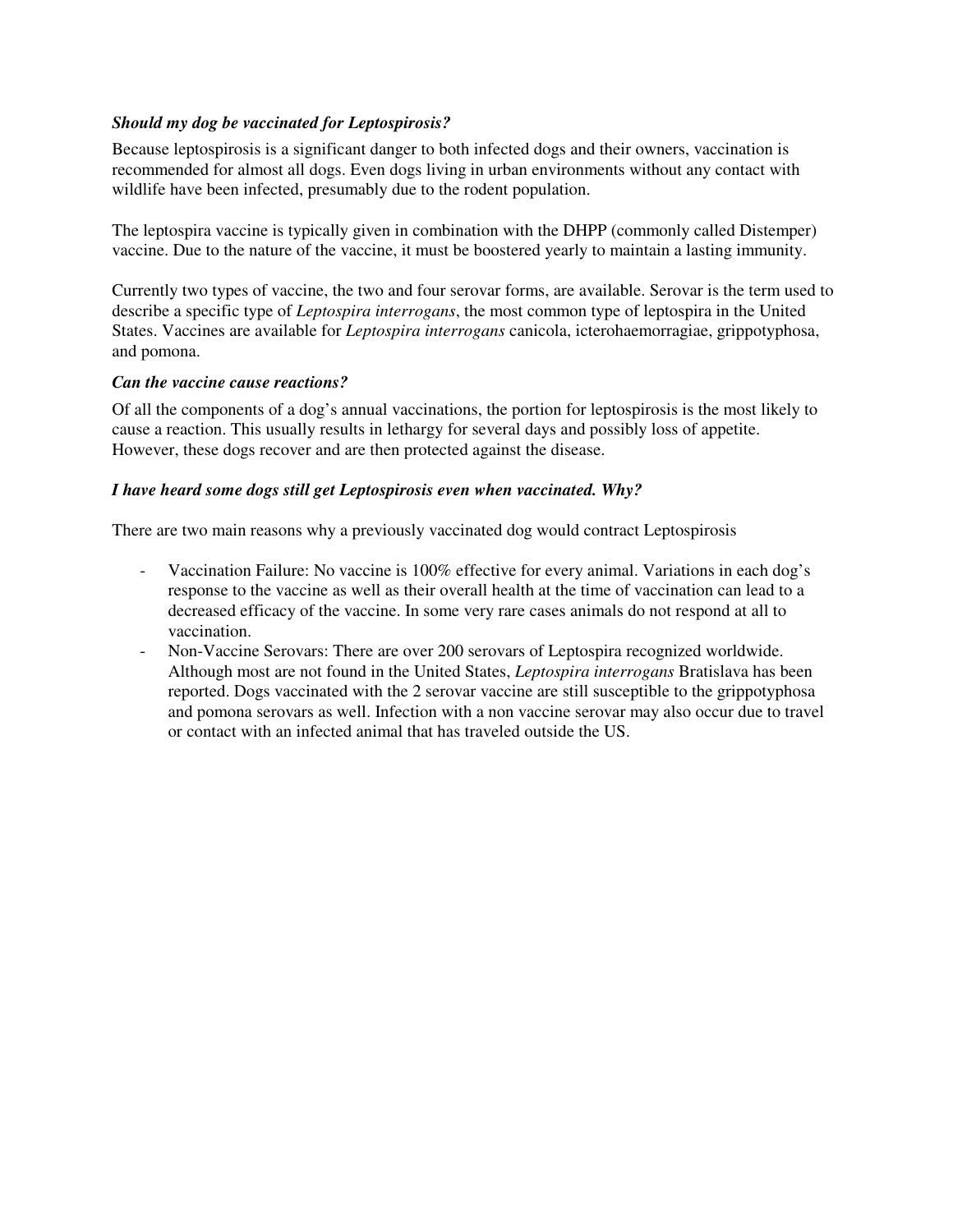### *Should my dog be vaccinated for Leptospirosis?*

Because leptospirosis is a significant danger to both infected dogs and their owners, vaccination is recommended for almost all dogs. Even dogs living in urban environments without any contact with wildlife have been infected, presumably due to the rodent population.

The leptospira vaccine is typically given in combination with the DHPP (commonly called Distemper) vaccine. Due to the nature of the vaccine, it must be boostered yearly to maintain a lasting immunity.

Currently two types of vaccine, the two and four serovar forms, are available. Serovar is the term used to describe a specific type of *Leptospira interrogans*, the most common type of leptospira in the United States. Vaccines are available for *Leptospira interrogans* canicola, icterohaemorragiae, grippotyphosa, and pomona.

### *Can the vaccine cause reactions?*

Of all the components of a dog's annual vaccinations, the portion for leptospirosis is the most likely to cause a reaction. This usually results in lethargy for several days and possibly loss of appetite. However, these dogs recover and are then protected against the disease.

### *I have heard some dogs still get Leptospirosis even when vaccinated. Why?*

There are two main reasons why a previously vaccinated dog would contract Leptospirosis

- Vaccination Failure: No vaccine is 100% effective for every animal. Variations in each dog's response to the vaccine as well as their overall health at the time of vaccination can lead to a decreased efficacy of the vaccine. In some very rare cases animals do not respond at all to vaccination.
- Non-Vaccine Serovars: There are over 200 serovars of Leptospira recognized worldwide. Although most are not found in the United States, *Leptospira interrogans* Bratislava has been reported. Dogs vaccinated with the 2 serovar vaccine are still susceptible to the grippotyphosa and pomona serovars as well. Infection with a non vaccine serovar may also occur due to travel or contact with an infected animal that has traveled outside the US.